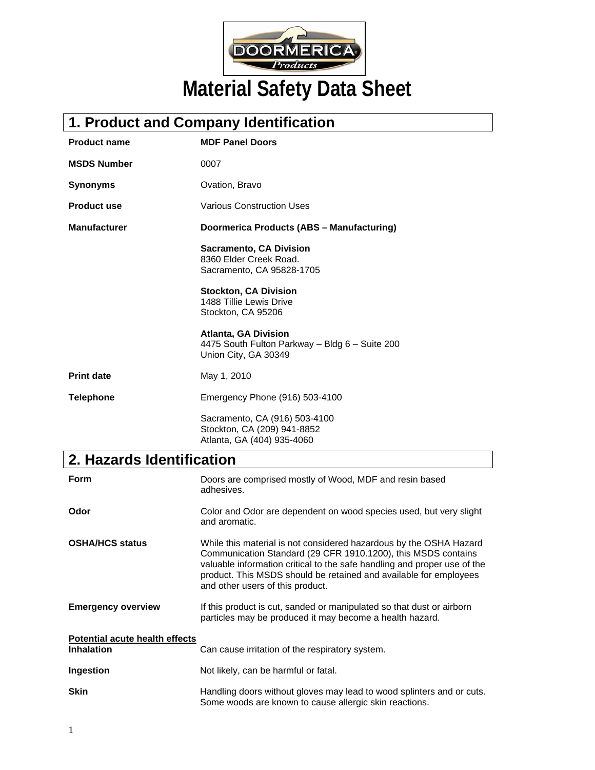# Material Safety Data Sheet

## 1. Product and Company Identification

| | |
|---|---|
| **Product name** | **MDF Panel Doors** |
| **MSDS Number** | 0007 |
| **Synonyms** | Ovation, Bravo |
| **Product use** | Various Construction Uses |
| **Manufacturer** | **Doormerica Products (ABS – Manufacturing)** |
| | **Sacramento, CA Division**<br>8360 Elder Creek Road.<br>Sacramento, CA 95828-1705 |
| | **Stockton, CA Division**<br>1488 Tillie Lewis Drive<br>Stockton, CA 95206 |
| | **Atlanta, GA Division**<br>4475 South Fulton Parkway – Bldg 6 – Suite 200<br>Union City, GA 30349 |
| **Print date** | May 1, 2010 |
| **Telephone** | Emergency Phone (916) 503-4100 |
| | Sacramento, CA (916) 503-4100<br>Stockton, CA (209) 941-8852<br>Atlanta, GA (404) 935-4060 |

## 2. Hazards Identification

| | |
|---|---|
| **Form** | Doors are comprised mostly of Wood, MDF and resin based adhesives. |
| **Odor** | Color and Odor are dependent on wood species used, but very slight and aromatic. |
| **OSHA/HCS status** | While this material is not considered hazardous by the OSHA Hazard Communication Standard (29 CFR 1910.1200), this MSDS contains valuable information critical to the safe handling and proper use of the product. This MSDS should be retained and available for employees and other users of this product. |
| **Emergency overview** | If this product is cut, sanded or manipulated so that dust or airborn particles may be produced it may become a health hazard. |

**Potential acute health effects**

| | |
|---|---|
| **Inhalation** | Can cause irritation of the respiratory system. |
| **Ingestion** | Not likely, can be harmful or fatal. |
| **Skin** | Handling doors without gloves may lead to wood splinters and or cuts. Some woods are known to cause allergic skin reactions. |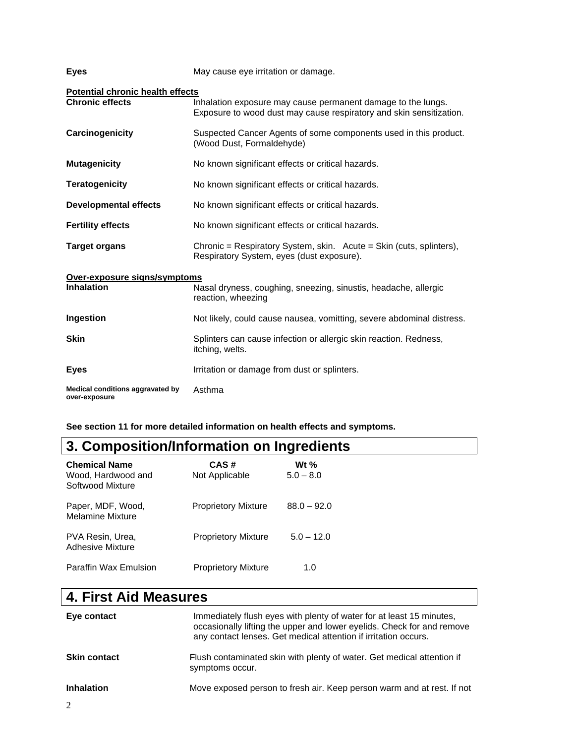| | |
|---|---|
| **Eyes** | May cause eye irritation or damage. |

**Potential chronic health effects**

| | |
|---|---|
| **Chronic effects** | Inhalation exposure may cause permanent damage to the lungs. Exposure to wood dust may cause respiratory and skin sensitization. |
| **Carcinogenicity** | Suspected Cancer Agents of some components used in this product. (Wood Dust, Formaldehyde) |
| **Mutagenicity** | No known significant effects or critical hazards. |
| **Teratogenicity** | No known significant effects or critical hazards. |
| **Developmental effects** | No known significant effects or critical hazards. |
| **Fertility effects** | No known significant effects or critical hazards. |
| **Target organs** | Chronic = Respiratory System, skin. Acute = Skin (cuts, splinters), Respiratory System, eyes (dust exposure). |

**Over-exposure signs/symptoms**

| | |
|---|---|
| **Inhalation** | Nasal dryness, coughing, sneezing, sinustis, headache, allergic reaction, wheezing |
| **Ingestion** | Not likely, could cause nausea, vomitting, severe abdominal distress. |
| **Skin** | Splinters can cause infection or allergic skin reaction. Redness, itching, welts. |
| **Eyes** | Irritation or damage from dust or splinters. |
| **Medical conditions aggravated by over-exposure** | Asthma |

**See section 11 for more detailed information on health effects and symptoms.**

## 3. Composition/Information on Ingredients

| Chemical Name | CAS # | Wt % |
|---|---|---|
| Wood, Hardwood and Softwood Mixture | Not Applicable | 5.0 – 8.0 |
| Paper, MDF, Wood, Melamine Mixture | Proprietory Mixture | 88.0 – 92.0 |
| PVA Resin, Urea, Adhesive Mixture | Proprietory Mixture | 5.0 – 12.0 |
| Paraffin Wax Emulsion | Proprietory Mixture | 1.0 |

## 4. First Aid Measures

| | |
|---|---|
| **Eye contact** | Immediately flush eyes with plenty of water for at least 15 minutes, occasionally lifting the upper and lower eyelids. Check for and remove any contact lenses. Get medical attention if irritation occurs. |
| **Skin contact** | Flush contaminated skin with plenty of water. Get medical attention if symptoms occur. |
| **Inhalation** | Move exposed person to fresh air. Keep person warm and at rest. If not |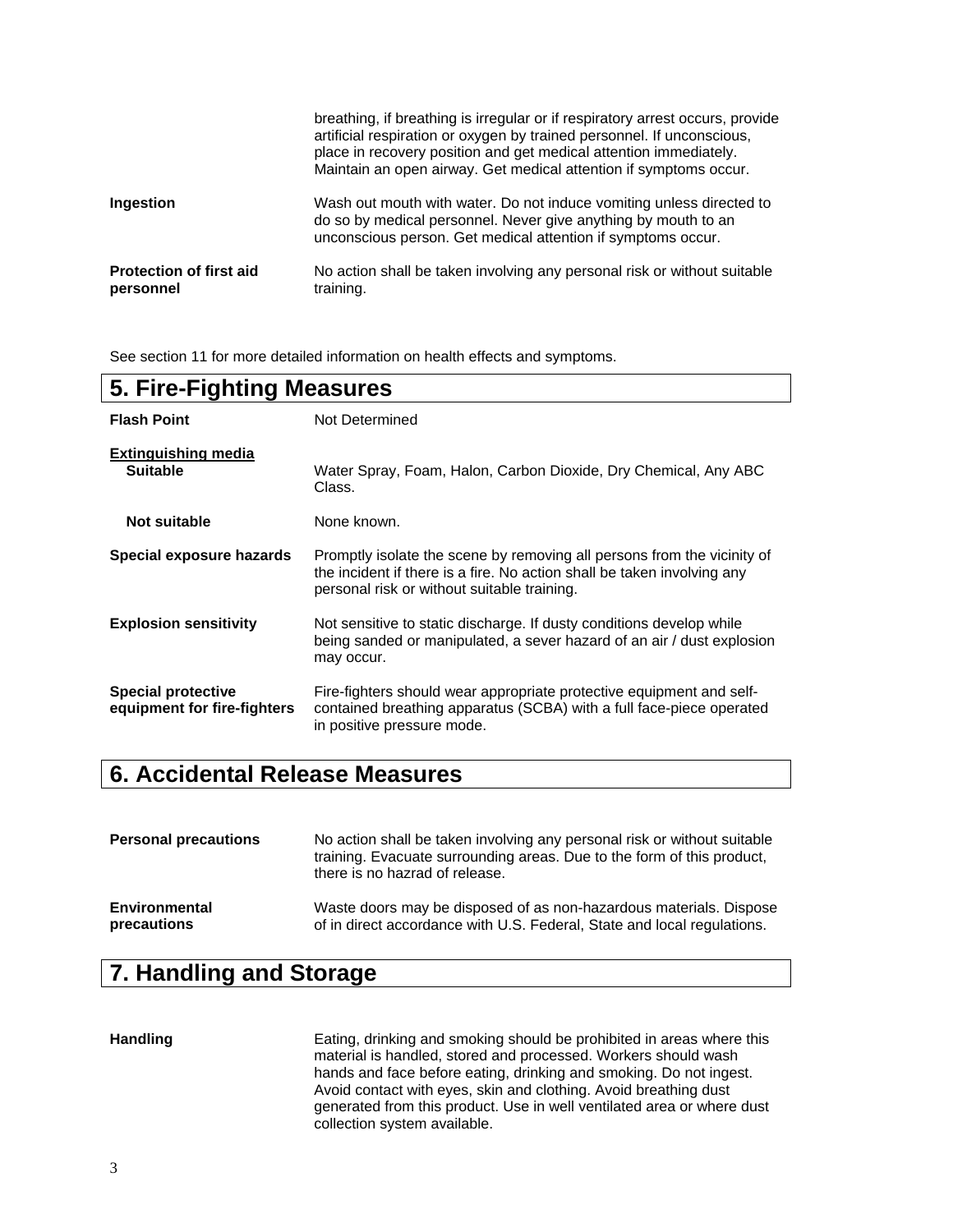| | |
|---|---|
| | breathing, if breathing is irregular or if respiratory arrest occurs, provide artificial respiration or oxygen by trained personnel. If unconscious, place in recovery position and get medical attention immediately. Maintain an open airway. Get medical attention if symptoms occur. |
| **Ingestion** | Wash out mouth with water. Do not induce vomiting unless directed to do so by medical personnel. Never give anything by mouth to an unconscious person. Get medical attention if symptoms occur. |
| **Protection of first aid personnel** | No action shall be taken involving any personal risk or without suitable training. |

See section 11 for more detailed information on health effects and symptoms.

## 5. Fire-Fighting Measures

| | |
|---|---|
| **Flash Point** | Not Determined |
| **Extinguishing media** | |
| **Suitable** | Water Spray, Foam, Halon, Carbon Dioxide, Dry Chemical, Any ABC Class. |
| **Not suitable** | None known. |
| **Special exposure hazards** | Promptly isolate the scene by removing all persons from the vicinity of the incident if there is a fire. No action shall be taken involving any personal risk or without suitable training. |
| **Explosion sensitivity** | Not sensitive to static discharge. If dusty conditions develop while being sanded or manipulated, a sever hazard of an air / dust explosion may occur. |
| **Special protective equipment for fire-fighters** | Fire-fighters should wear appropriate protective equipment and self-contained breathing apparatus (SCBA) with a full face-piece operated in positive pressure mode. |

## 6. Accidental Release Measures

| | |
|---|---|
| **Personal precautions** | No action shall be taken involving any personal risk or without suitable training. Evacuate surrounding areas. Due to the form of this product, there is no hazrad of release. |
| **Environmental precautions** | Waste doors may be disposed of as non-hazardous materials. Dispose of in direct accordance with U.S. Federal, State and local regulations. |

## 7. Handling and Storage

| | |
|---|---|
| **Handling** | Eating, drinking and smoking should be prohibited in areas where this material is handled, stored and processed. Workers should wash hands and face before eating, drinking and smoking. Do not ingest. Avoid contact with eyes, skin and clothing. Avoid breathing dust generated from this product. Use in well ventilated area or where dust collection system available. |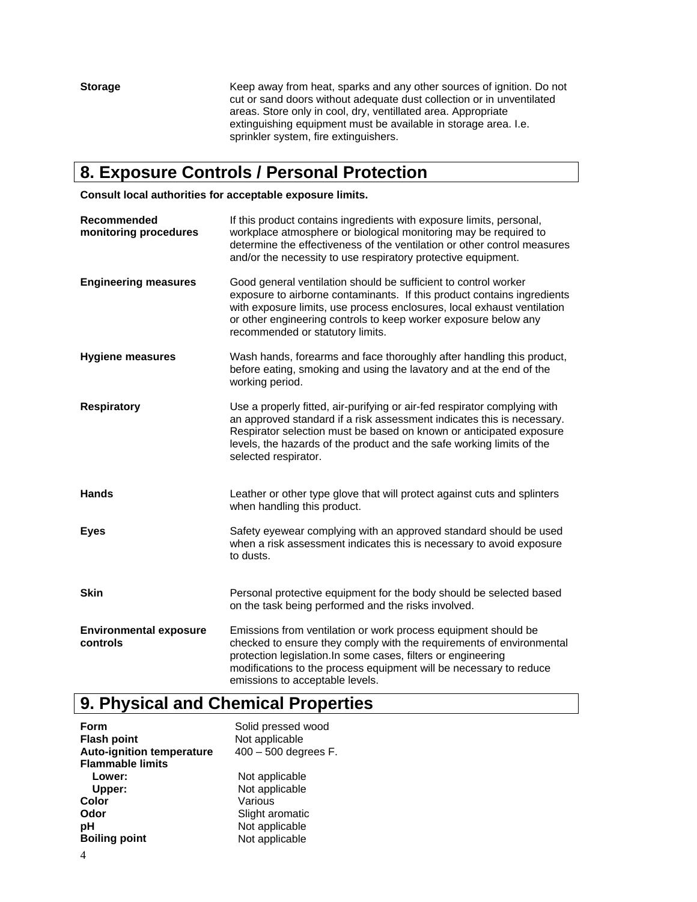**Storage** — Keep away from heat, sparks and any other sources of ignition. Do not cut or sand doors without adequate dust collection or in unventilated areas. Store only in cool, dry, ventillated area. Appropriate extinguishing equipment must be available in storage area. I.e. sprinkler system, fire extinguishers.

## 8. Exposure Controls / Personal Protection

**Consult local authorities for acceptable exposure limits.**

**Recommended monitoring procedures** — If this product contains ingredients with exposure limits, personal, workplace atmosphere or biological monitoring may be required to determine the effectiveness of the ventilation or other control measures and/or the necessity to use respiratory protective equipment.

**Engineering measures** — Good general ventilation should be sufficient to control worker exposure to airborne contaminants. If this product contains ingredients with exposure limits, use process enclosures, local exhaust ventilation or other engineering controls to keep worker exposure below any recommended or statutory limits.

**Hygiene measures** — Wash hands, forearms and face thoroughly after handling this product, before eating, smoking and using the lavatory and at the end of the working period.

**Respiratory** — Use a properly fitted, air-purifying or air-fed respirator complying with an approved standard if a risk assessment indicates this is necessary. Respirator selection must be based on known or anticipated exposure levels, the hazards of the product and the safe working limits of the selected respirator.

**Hands** — Leather or other type glove that will protect against cuts and splinters when handling this product.

**Eyes** — Safety eyewear complying with an approved standard should be used when a risk assessment indicates this is necessary to avoid exposure to dusts.

**Skin** — Personal protective equipment for the body should be selected based on the task being performed and the risks involved.

**Environmental exposure controls** — Emissions from ventilation or work process equipment should be checked to ensure they comply with the requirements of environmental protection legislation.In some cases, filters or engineering modifications to the process equipment will be necessary to reduce emissions to acceptable levels.

## 9. Physical and Chemical Properties

| Property | Value |
|---|---|
| **Form** | Solid pressed wood |
| **Flash point** | Not applicable |
| **Auto-ignition temperature** | 400 – 500 degrees F. |
| **Flammable limits** | |
| **Lower:** | Not applicable |
| **Upper:** | Not applicable |
| **Color** | Various |
| **Odor** | Slight aromatic |
| **pH** | Not applicable |
| **Boiling point** | Not applicable |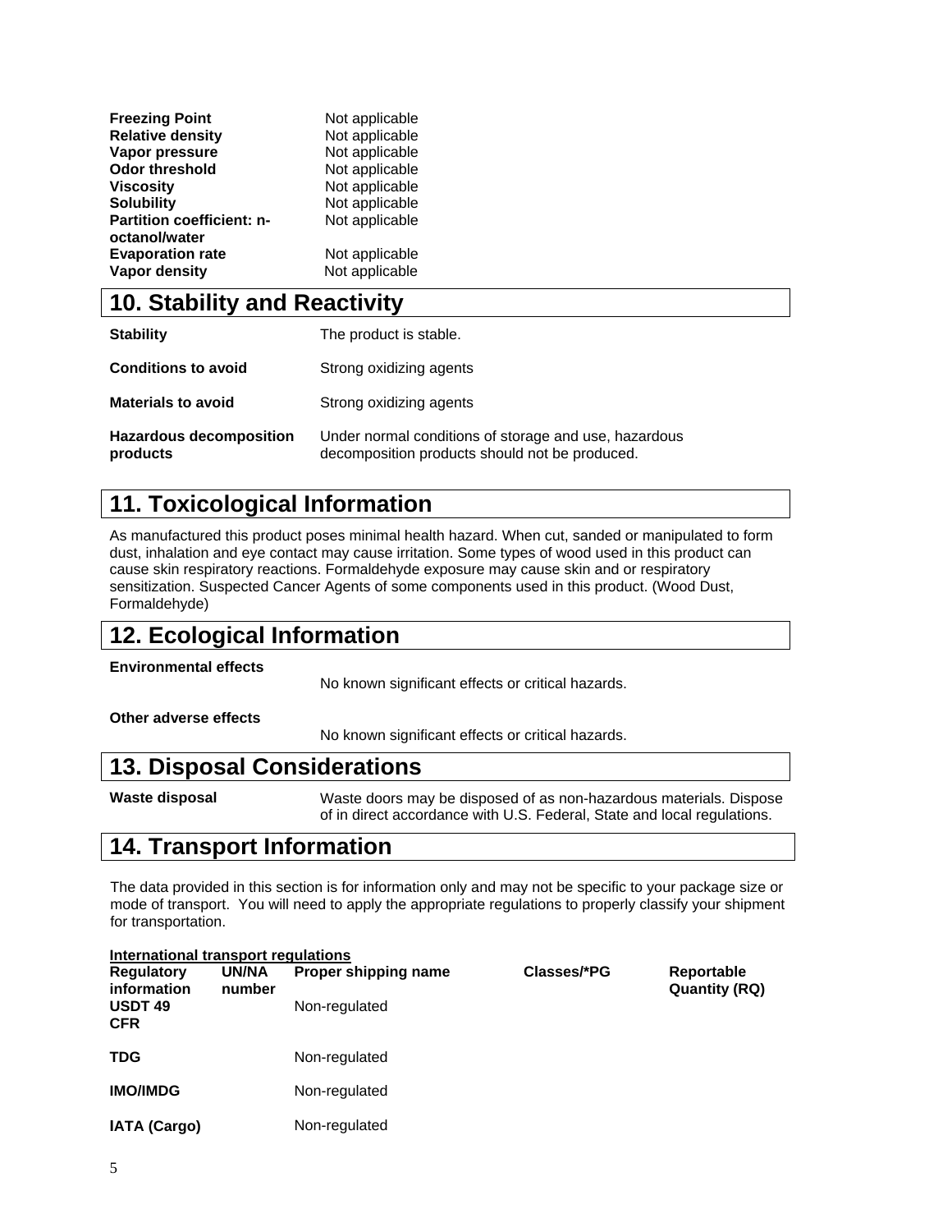| | |
|---|---|
| **Freezing Point** | Not applicable |
| **Relative density** | Not applicable |
| **Vapor pressure** | Not applicable |
| **Odor threshold** | Not applicable |
| **Viscosity** | Not applicable |
| **Solubility** | Not applicable |
| **Partition coefficient: n-octanol/water** | Not applicable |
| **Evaporation rate** | Not applicable |
| **Vapor density** | Not applicable |

## 10. Stability and Reactivity

| | |
|---|---|
| **Stability** | The product is stable. |
| **Conditions to avoid** | Strong oxidizing agents |
| **Materials to avoid** | Strong oxidizing agents |
| **Hazardous decomposition products** | Under normal conditions of storage and use, hazardous decomposition products should not be produced. |

## 11. Toxicological Information

As manufactured this product poses minimal health hazard. When cut, sanded or manipulated to form dust, inhalation and eye contact may cause irritation. Some types of wood used in this product can cause skin respiratory reactions. Formaldehyde exposure may cause skin and or respiratory sensitization. Suspected Cancer Agents of some components used in this product. (Wood Dust, Formaldehyde)

## 12. Ecological Information

**Environmental effects**

No known significant effects or critical hazards.

**Other adverse effects**

No known significant effects or critical hazards.

## 13. Disposal Considerations

| | |
|---|---|
| **Waste disposal** | Waste doors may be disposed of as non-hazardous materials. Dispose of in direct accordance with U.S. Federal, State and local regulations. |

## 14. Transport Information

The data provided in this section is for information only and may not be specific to your package size or mode of transport. You will need to apply the appropriate regulations to properly classify your shipment for transportation.

**International transport regulations**

| Regulatory information | UN/NA number | Proper shipping name | Classes/*PG | Reportable Quantity (RQ) |
|---|---|---|---|---|
| **USDT 49 CFR** | | Non-regulated | | |
| **TDG** | | Non-regulated | | |
| **IMO/IMDG** | | Non-regulated | | |
| **IATA (Cargo)** | | Non-regulated | | |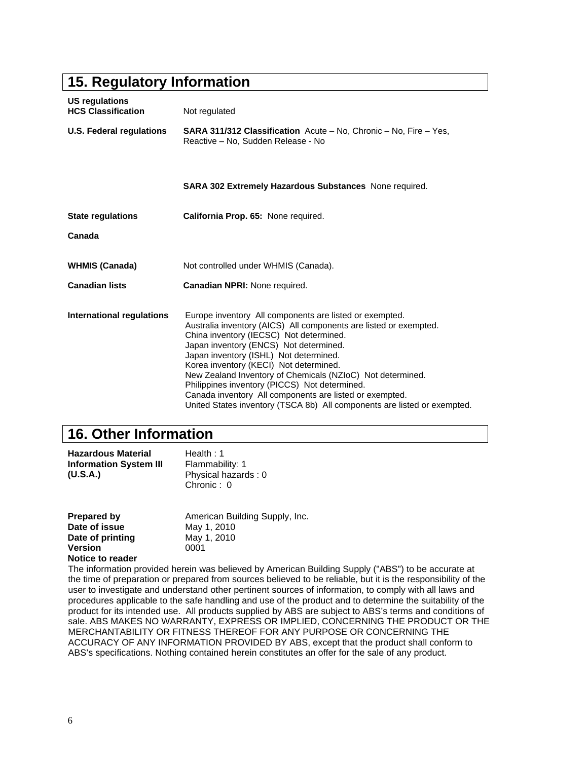## 15. Regulatory Information

| | |
|---|---|
| **US regulations** | |
| **HCS Classification** | Not regulated |
| **U.S. Federal regulations** | **SARA 311/312 Classification** Acute – No, Chronic – No, Fire – Yes, Reactive – No, Sudden Release - No |
| | **SARA 302 Extremely Hazardous Substances** None required. |
| **State regulations** | **California Prop. 65:** None required. |
| **Canada** | |
| **WHMIS (Canada)** | Not controlled under WHMIS (Canada). |
| **Canadian lists** | **Canadian NPRI:** None required. |
| **International regulations** | Europe inventory All components are listed or exempted.<br>Australia inventory (AICS) All components are listed or exempted.<br>China inventory (IECSC) Not determined.<br>Japan inventory (ENCS) Not determined.<br>Japan inventory (ISHL) Not determined.<br>Korea inventory (KECI) Not determined.<br>New Zealand Inventory of Chemicals (NZIoC) Not determined.<br>Philippines inventory (PICCS) Not determined.<br>Canada inventory All components are listed or exempted.<br>United States inventory (TSCA 8b) All components are listed or exempted. |

## 16. Other Information

| | |
|---|---|
| **Hazardous Material Information System III (U.S.A.)** | Health : 1<br>Flammability: 1<br>Physical hazards : 0<br>Chronic : 0 |

| | |
|---|---|
| **Prepared by** | American Building Supply, Inc. |
| **Date of issue** | May 1, 2010 |
| **Date of printing** | May 1, 2010 |
| **Version** | 0001 |

**Notice to reader**

The information provided herein was believed by American Building Supply ("ABS") to be accurate at the time of preparation or prepared from sources believed to be reliable, but it is the responsibility of the user to investigate and understand other pertinent sources of information, to comply with all laws and procedures applicable to the safe handling and use of the product and to determine the suitability of the product for its intended use. All products supplied by ABS are subject to ABS's terms and conditions of sale. ABS MAKES NO WARRANTY, EXPRESS OR IMPLIED, CONCERNING THE PRODUCT OR THE MERCHANTABILITY OR FITNESS THEREOF FOR ANY PURPOSE OR CONCERNING THE ACCURACY OF ANY INFORMATION PROVIDED BY ABS, except that the product shall conform to ABS's specifications. Nothing contained herein constitutes an offer for the sale of any product.